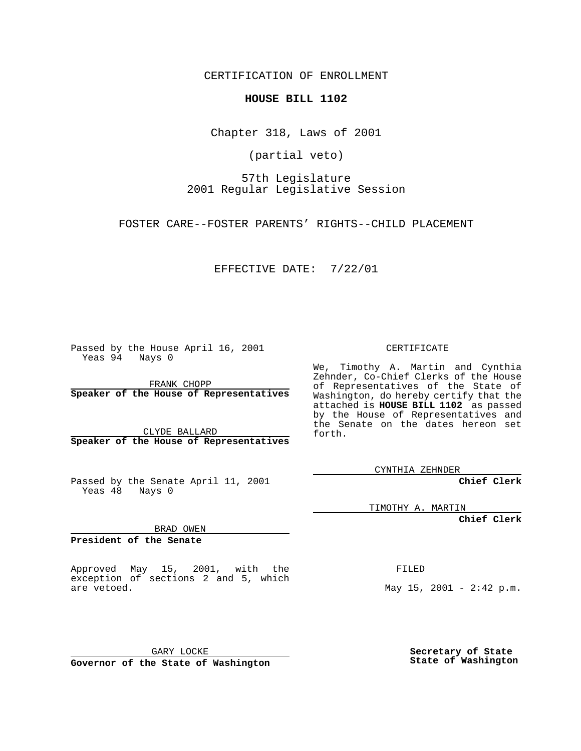CERTIFICATION OF ENROLLMENT

**HOUSE BILL 1102**

Chapter 318, Laws of 2001

(partial veto)

57th Legislature
2001 Regular Legislative Session

FOSTER CARE--FOSTER PARENTS' RIGHTS--CHILD PLACEMENT

EFFECTIVE DATE: 7/22/01

Passed by the House April 16, 2001
Yeas 94 Nays 0

FRANK CHOPP
**Speaker of the House of Representatives**

CLYDE BALLARD
**Speaker of the House of Representatives**

Passed by the Senate April 11, 2001
Yeas 48 Nays 0

BRAD OWEN
**President of the Senate**

Approved May 15, 2001, with the exception of sections 2 and 5, which are vetoed.

GARY LOCKE
**Governor of the State of Washington**

CERTIFICATE

We, Timothy A. Martin and Cynthia Zehnder, Co-Chief Clerks of the House of Representatives of the State of Washington, do hereby certify that the attached is **HOUSE BILL 1102** as passed by the House of Representatives and the Senate on the dates hereon set forth.

CYNTHIA ZEHNDER
**Chief Clerk**

TIMOTHY A. MARTIN
**Chief Clerk**

FILED

May 15, 2001 - 2:42 p.m.

**Secretary of State**
**State of Washington**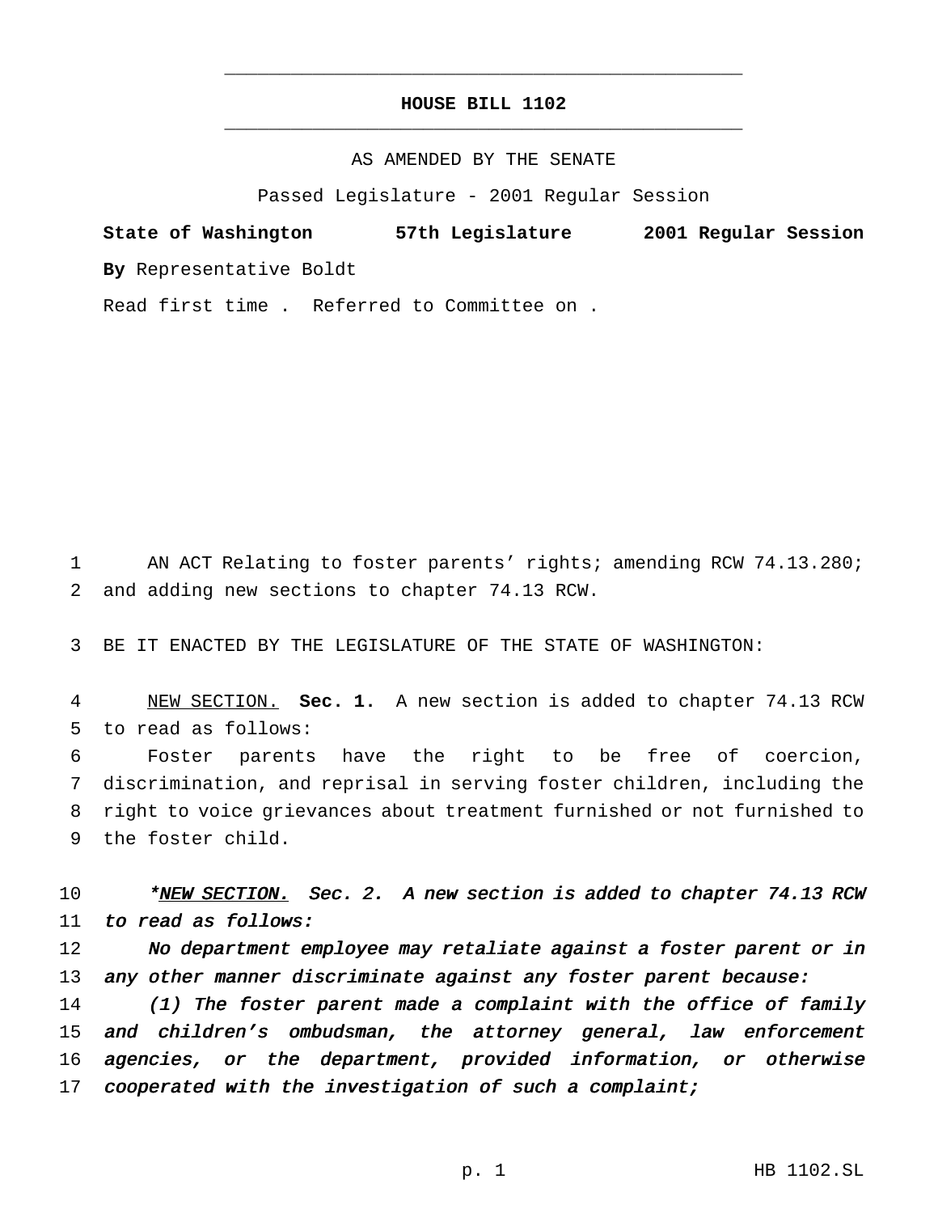# HOUSE BILL 1102

AS AMENDED BY THE SENATE

Passed Legislature - 2001 Regular Session

**State of Washington 57th Legislature 2001 Regular Session**

**By** Representative Boldt

Read first time . Referred to Committee on .

AN ACT Relating to foster parents' rights; amending RCW 74.13.280; and adding new sections to chapter 74.13 RCW.

BE IT ENACTED BY THE LEGISLATURE OF THE STATE OF WASHINGTON:

NEW SECTION. **Sec. 1.** A new section is added to chapter 74.13 RCW to read as follows:

Foster parents have the right to be free of coercion, discrimination, and reprisal in serving foster children, including the right to voice grievances about treatment furnished or not furnished to the foster child.

*\*NEW SECTION. Sec. 2. A new section is added to chapter 74.13 RCW to read as follows:*

*No department employee may retaliate against a foster parent or in any other manner discriminate against any foster parent because:*

*(1) The foster parent made a complaint with the office of family and children's ombudsman, the attorney general, law enforcement agencies, or the department, provided information, or otherwise cooperated with the investigation of such a complaint;*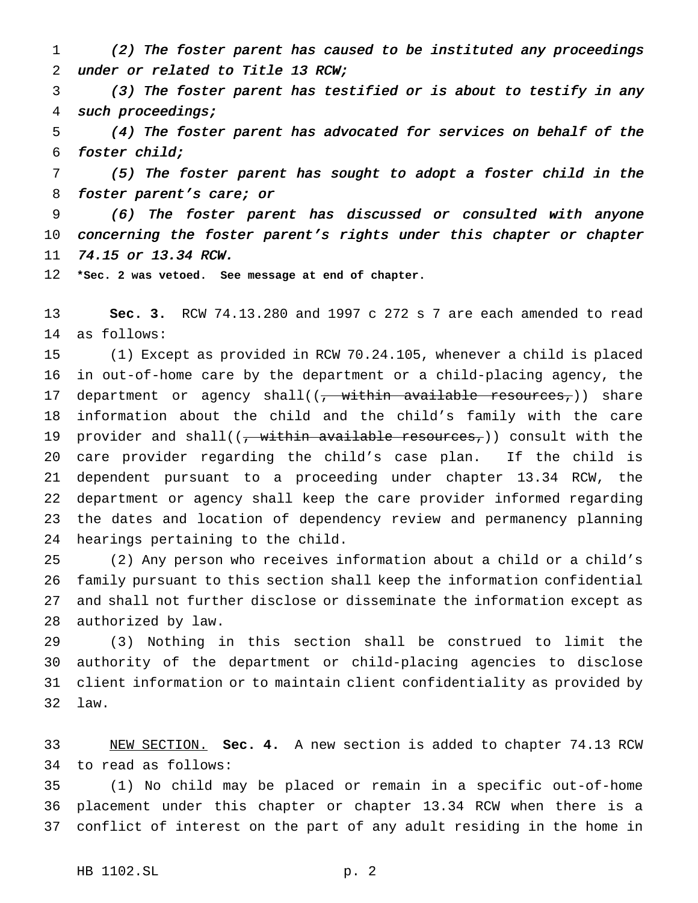*(2) The foster parent has caused to be instituted any proceedings under or related to Title 13 RCW;*

*(3) The foster parent has testified or is about to testify in any such proceedings;*

*(4) The foster parent has advocated for services on behalf of the foster child;*

*(5) The foster parent has sought to adopt a foster child in the foster parent's care; or*

*(6) The foster parent has discussed or consulted with anyone concerning the foster parent's rights under this chapter or chapter 74.15 or 13.34 RCW.*

**\*Sec. 2 was vetoed. See message at end of chapter.**

**Sec. 3.** RCW 74.13.280 and 1997 c 272 s 7 are each amended to read as follows:

(1) Except as provided in RCW 70.24.105, whenever a child is placed in out-of-home care by the department or a child-placing agency, the department or agency shall((~~, within available resources,~~)) share information about the child and the child's family with the care provider and shall((~~, within available resources,~~)) consult with the care provider regarding the child's case plan. If the child is dependent pursuant to a proceeding under chapter 13.34 RCW, the department or agency shall keep the care provider informed regarding the dates and location of dependency review and permanency planning hearings pertaining to the child.

(2) Any person who receives information about a child or a child's family pursuant to this section shall keep the information confidential and shall not further disclose or disseminate the information except as authorized by law.

(3) Nothing in this section shall be construed to limit the authority of the department or child-placing agencies to disclose client information or to maintain client confidentiality as provided by law.

<u>NEW SECTION.</u> **Sec. 4.** A new section is added to chapter 74.13 RCW to read as follows:

(1) No child may be placed or remain in a specific out-of-home placement under this chapter or chapter 13.34 RCW when there is a conflict of interest on the part of any adult residing in the home in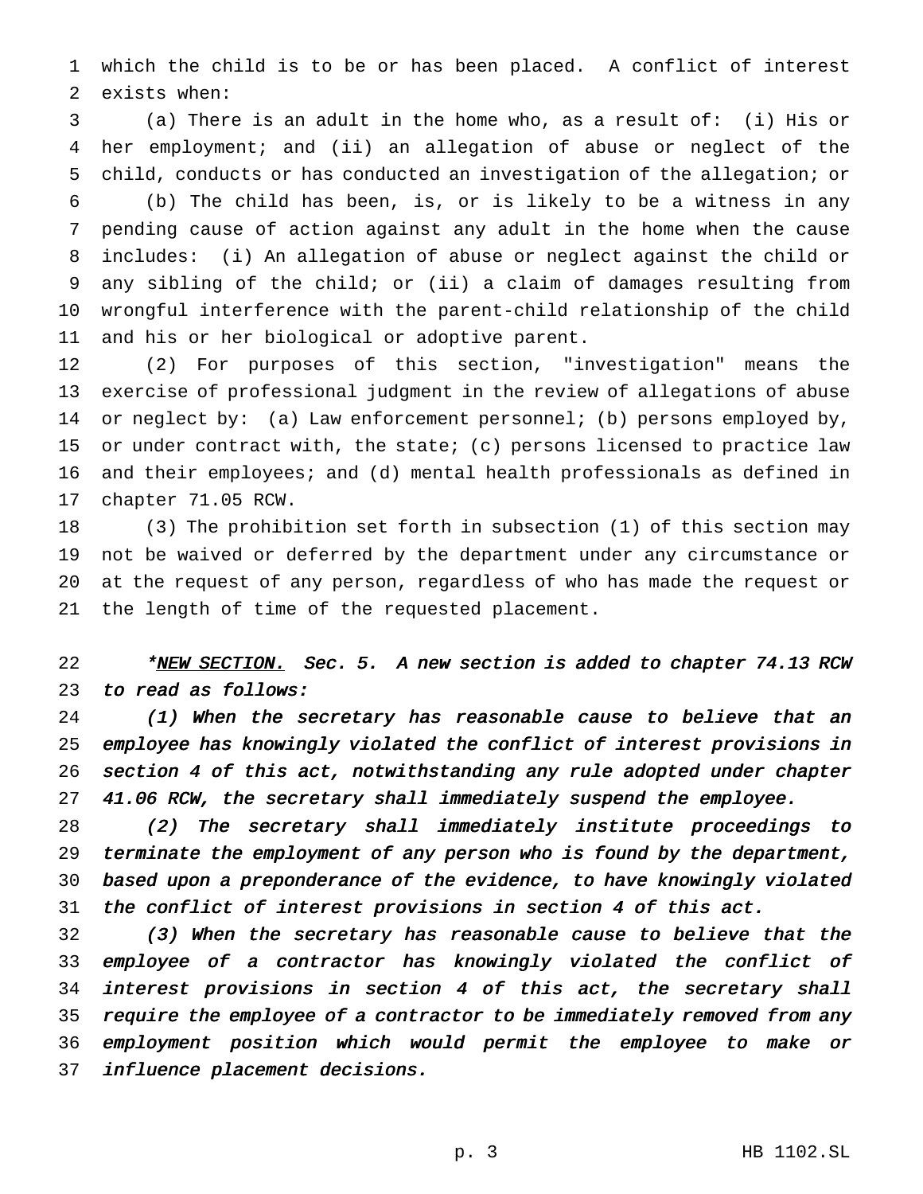which the child is to be or has been placed. A conflict of interest exists when:

(a) There is an adult in the home who, as a result of: (i) His or her employment; and (ii) an allegation of abuse or neglect of the child, conducts or has conducted an investigation of the allegation; or

(b) The child has been, is, or is likely to be a witness in any pending cause of action against any adult in the home when the cause includes: (i) An allegation of abuse or neglect against the child or any sibling of the child; or (ii) a claim of damages resulting from wrongful interference with the parent-child relationship of the child and his or her biological or adoptive parent.

(2) For purposes of this section, "investigation" means the exercise of professional judgment in the review of allegations of abuse or neglect by: (a) Law enforcement personnel; (b) persons employed by, or under contract with, the state; (c) persons licensed to practice law and their employees; and (d) mental health professionals as defined in chapter 71.05 RCW.

(3) The prohibition set forth in subsection (1) of this section may not be waived or deferred by the department under any circumstance or at the request of any person, regardless of who has made the request or the length of time of the requested placement.

*\*<u>NEW SECTION.</u> Sec. 5. A new section is added to chapter 74.13 RCW to read as follows:*

*(1) When the secretary has reasonable cause to believe that an employee has knowingly violated the conflict of interest provisions in section 4 of this act, notwithstanding any rule adopted under chapter 41.06 RCW, the secretary shall immediately suspend the employee.*

*(2) The secretary shall immediately institute proceedings to terminate the employment of any person who is found by the department, based upon a preponderance of the evidence, to have knowingly violated the conflict of interest provisions in section 4 of this act.*

*(3) When the secretary has reasonable cause to believe that the employee of a contractor has knowingly violated the conflict of interest provisions in section 4 of this act, the secretary shall require the employee of a contractor to be immediately removed from any employment position which would permit the employee to make or influence placement decisions.*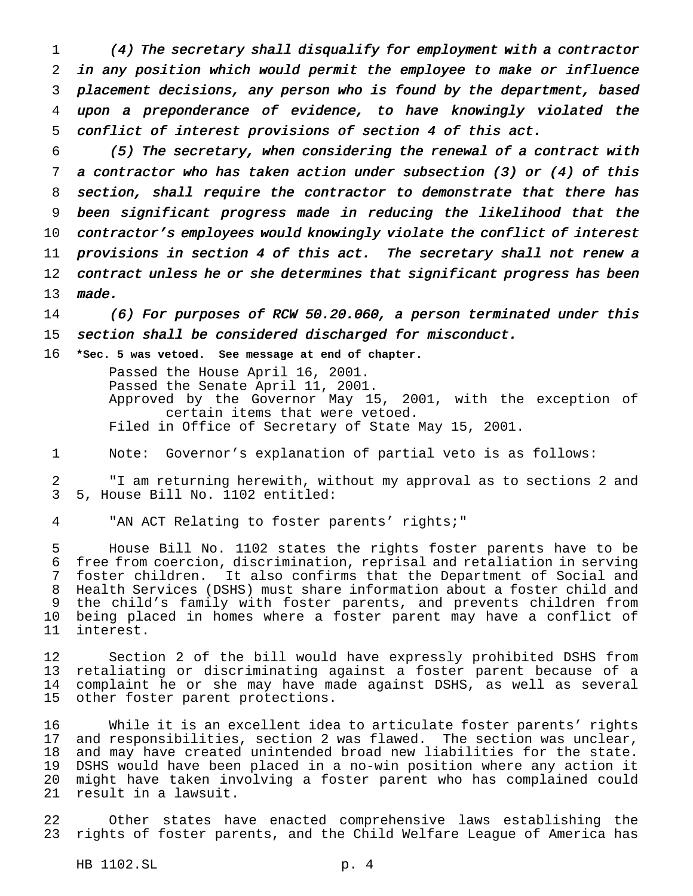*(4) The secretary shall disqualify for employment with a contractor in any position which would permit the employee to make or influence placement decisions, any person who is found by the department, based upon a preponderance of evidence, to have knowingly violated the conflict of interest provisions of section 4 of this act.*

*(5) The secretary, when considering the renewal of a contract with a contractor who has taken action under subsection (3) or (4) of this section, shall require the contractor to demonstrate that there has been significant progress made in reducing the likelihood that the contractor's employees would knowingly violate the conflict of interest provisions in section 4 of this act. The secretary shall not renew a contract unless he or she determines that significant progress has been made.*

*(6) For purposes of RCW 50.20.060, a person terminated under this section shall be considered discharged for misconduct.*

**\*Sec. 5 was vetoed. See message at end of chapter.**

Passed the House April 16, 2001.
Passed the Senate April 11, 2001.
Approved by the Governor May 15, 2001, with the exception of certain items that were vetoed.
Filed in Office of Secretary of State May 15, 2001.

Note: Governor's explanation of partial veto is as follows:

"I am returning herewith, without my approval as to sections 2 and 5, House Bill No. 1102 entitled:

"AN ACT Relating to foster parents' rights;"

House Bill No. 1102 states the rights foster parents have to be free from coercion, discrimination, reprisal and retaliation in serving foster children. It also confirms that the Department of Social and Health Services (DSHS) must share information about a foster child and the child's family with foster parents, and prevents children from being placed in homes where a foster parent may have a conflict of interest.

Section 2 of the bill would have expressly prohibited DSHS from retaliating or discriminating against a foster parent because of a complaint he or she may have made against DSHS, as well as several other foster parent protections.

While it is an excellent idea to articulate foster parents' rights and responsibilities, section 2 was flawed. The section was unclear, and may have created unintended broad new liabilities for the state. DSHS would have been placed in a no-win position where any action it might have taken involving a foster parent who has complained could result in a lawsuit.

Other states have enacted comprehensive laws establishing the rights of foster parents, and the Child Welfare League of America has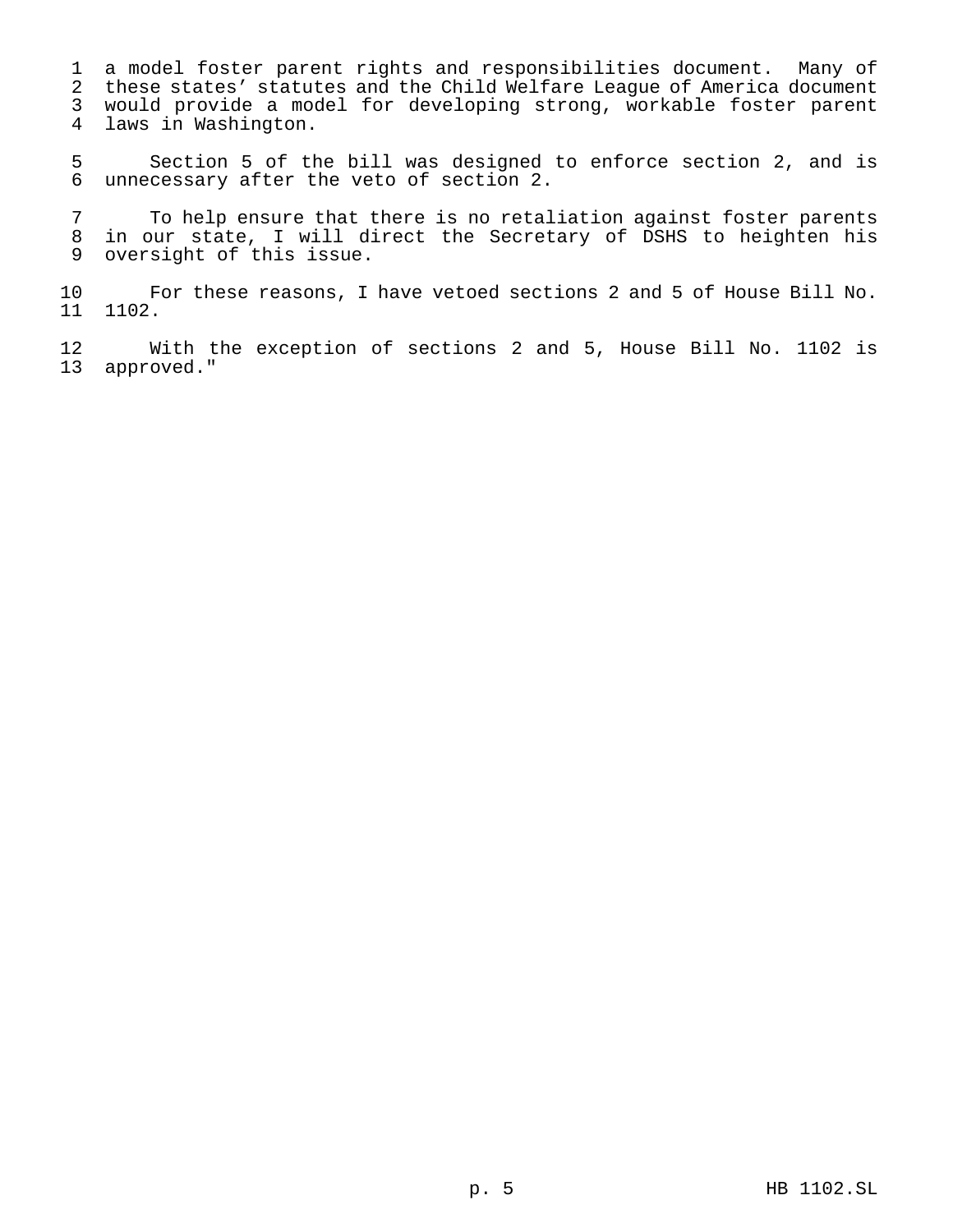a model foster parent rights and responsibilities document. Many of these states' statutes and the Child Welfare League of America document would provide a model for developing strong, workable foster parent laws in Washington.

Section 5 of the bill was designed to enforce section 2, and is unnecessary after the veto of section 2.

To help ensure that there is no retaliation against foster parents in our state, I will direct the Secretary of DSHS to heighten his oversight of this issue.

For these reasons, I have vetoed sections 2 and 5 of House Bill No. 1102.

With the exception of sections 2 and 5, House Bill No. 1102 is approved."